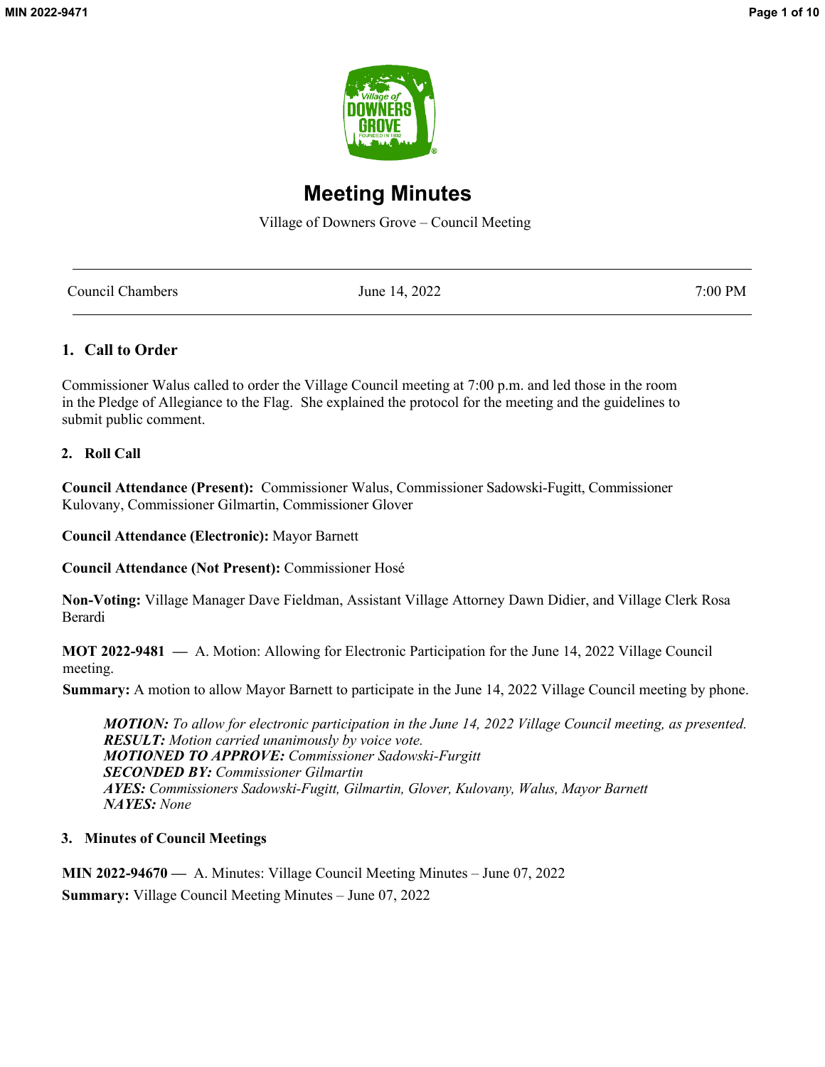# Meeting Minutes

Village of Downers Grove – Council Meeting

| Council Chambers | June 14, 2022 | 7:00 PM |
| --- | --- | --- |

## 1. Call to Order

Commissioner Walus called to order the Village Council meeting at 7:00 p.m. and led those in the room in the Pledge of Allegiance to the Flag. She explained the protocol for the meeting and the guidelines to submit public comment.

## 2. Roll Call

**Council Attendance (Present):** Commissioner Walus, Commissioner Sadowski-Fugitt, Commissioner Kulovany, Commissioner Gilmartin, Commissioner Glover

**Council Attendance (Electronic):** Mayor Barnett

**Council Attendance (Not Present):** Commissioner Hosé

**Non-Voting:** Village Manager Dave Fieldman, Assistant Village Attorney Dawn Didier, and Village Clerk Rosa Berardi

**MOT 2022-9481 —** A. Motion: Allowing for Electronic Participation for the June 14, 2022 Village Council meeting.

**Summary:** A motion to allow Mayor Barnett to participate in the June 14, 2022 Village Council meeting by phone.

> ***MOTION:*** *To allow for electronic participation in the June 14, 2022 Village Council meeting, as presented.*
> ***RESULT:*** *Motion carried unanimously by voice vote.*
> ***MOTIONED TO APPROVE:*** *Commissioner Sadowski-Furgitt*
> ***SECONDED BY:*** *Commissioner Gilmartin*
> ***AYES:*** *Commissioners Sadowski-Fugitt, Gilmartin, Glover, Kulovany, Walus, Mayor Barnett*
> ***NAYES:*** *None*

## 3. Minutes of Council Meetings

**MIN 2022-94670 —** A. Minutes: Village Council Meeting Minutes – June 07, 2022

**Summary:** Village Council Meeting Minutes – June 07, 2022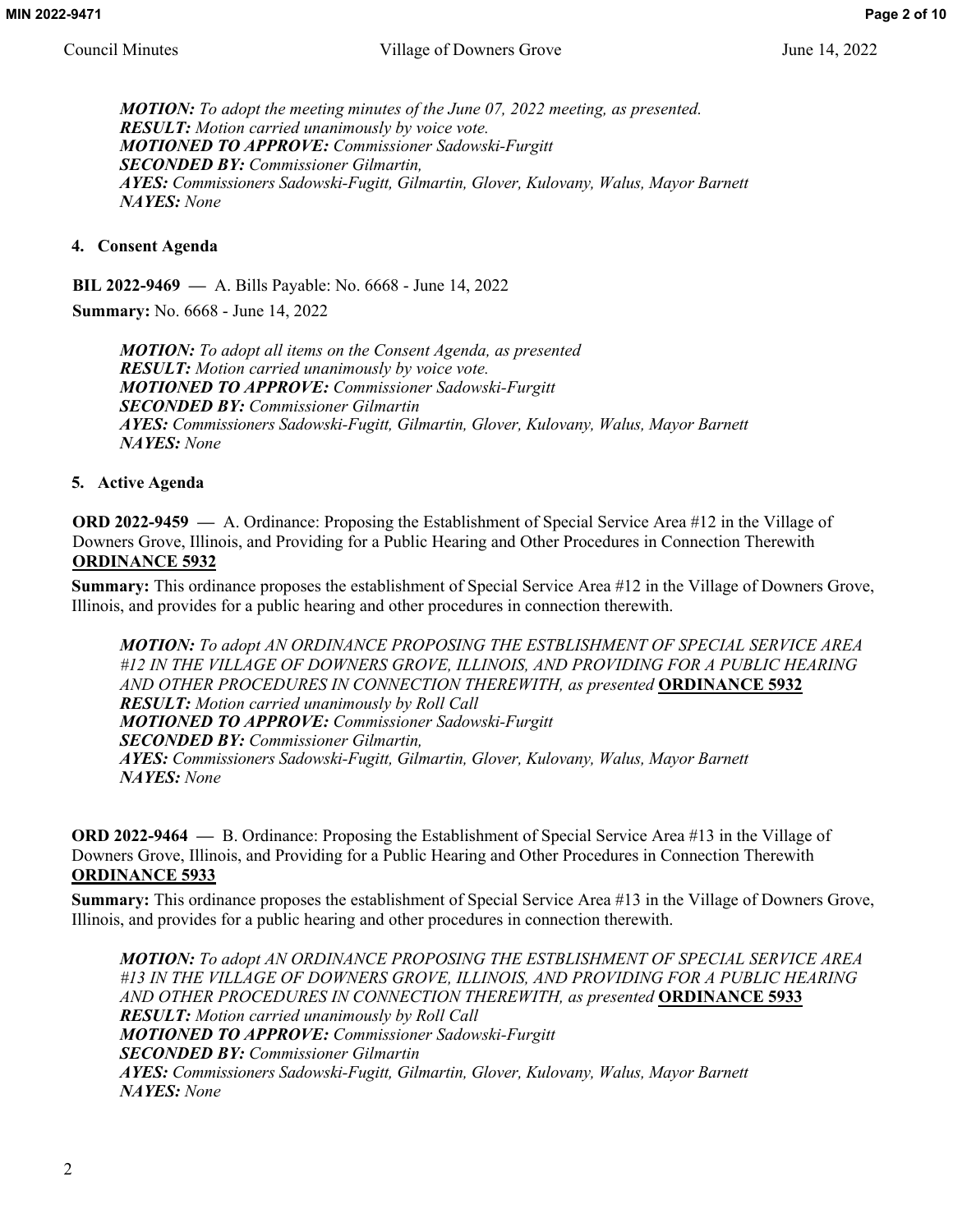*MOTION: To adopt the meeting minutes of the June 07, 2022 meeting, as presented.*
*RESULT: Motion carried unanimously by voice vote.*
*MOTIONED TO APPROVE: Commissioner Sadowski-Furgitt*
*SECONDED BY: Commissioner Gilmartin,*
*AYES: Commissioners Sadowski-Fugitt, Gilmartin, Glover, Kulovany, Walus, Mayor Barnett*
*NAYES: None*

**4. Consent Agenda**

**BIL 2022-9469 —** A. Bills Payable: No. 6668 - June 14, 2022

**Summary:** No. 6668 - June 14, 2022

*MOTION: To adopt all items on the Consent Agenda, as presented*
*RESULT: Motion carried unanimously by voice vote.*
*MOTIONED TO APPROVE: Commissioner Sadowski-Furgitt*
*SECONDED BY: Commissioner Gilmartin*
*AYES: Commissioners Sadowski-Fugitt, Gilmartin, Glover, Kulovany, Walus, Mayor Barnett*
*NAYES: None*

**5. Active Agenda**

**ORD 2022-9459 —** A. Ordinance: Proposing the Establishment of Special Service Area #12 in the Village of Downers Grove, Illinois, and Providing for a Public Hearing and Other Procedures in Connection Therewith **ORDINANCE 5932**

**Summary:** This ordinance proposes the establishment of Special Service Area #12 in the Village of Downers Grove, Illinois, and provides for a public hearing and other procedures in connection therewith.

*MOTION: To adopt AN ORDINANCE PROPOSING THE ESTBLISHMENT OF SPECIAL SERVICE AREA #12 IN THE VILLAGE OF DOWNERS GROVE, ILLINOIS, AND PROVIDING FOR A PUBLIC HEARING AND OTHER PROCEDURES IN CONNECTION THEREWITH, as presented* **ORDINANCE 5932**
*RESULT: Motion carried unanimously by Roll Call*
*MOTIONED TO APPROVE: Commissioner Sadowski-Furgitt*
*SECONDED BY: Commissioner Gilmartin,*
*AYES: Commissioners Sadowski-Fugitt, Gilmartin, Glover, Kulovany, Walus, Mayor Barnett*
*NAYES: None*

**ORD 2022-9464 —** B. Ordinance: Proposing the Establishment of Special Service Area #13 in the Village of Downers Grove, Illinois, and Providing for a Public Hearing and Other Procedures in Connection Therewith **ORDINANCE 5933**

**Summary:** This ordinance proposes the establishment of Special Service Area #13 in the Village of Downers Grove, Illinois, and provides for a public hearing and other procedures in connection therewith.

*MOTION: To adopt AN ORDINANCE PROPOSING THE ESTBLISHMENT OF SPECIAL SERVICE AREA #13 IN THE VILLAGE OF DOWNERS GROVE, ILLINOIS, AND PROVIDING FOR A PUBLIC HEARING AND OTHER PROCEDURES IN CONNECTION THEREWITH, as presented* **ORDINANCE 5933**
*RESULT: Motion carried unanimously by Roll Call*
*MOTIONED TO APPROVE: Commissioner Sadowski-Furgitt*
*SECONDED BY: Commissioner Gilmartin*
*AYES: Commissioners Sadowski-Fugitt, Gilmartin, Glover, Kulovany, Walus, Mayor Barnett*
*NAYES: None*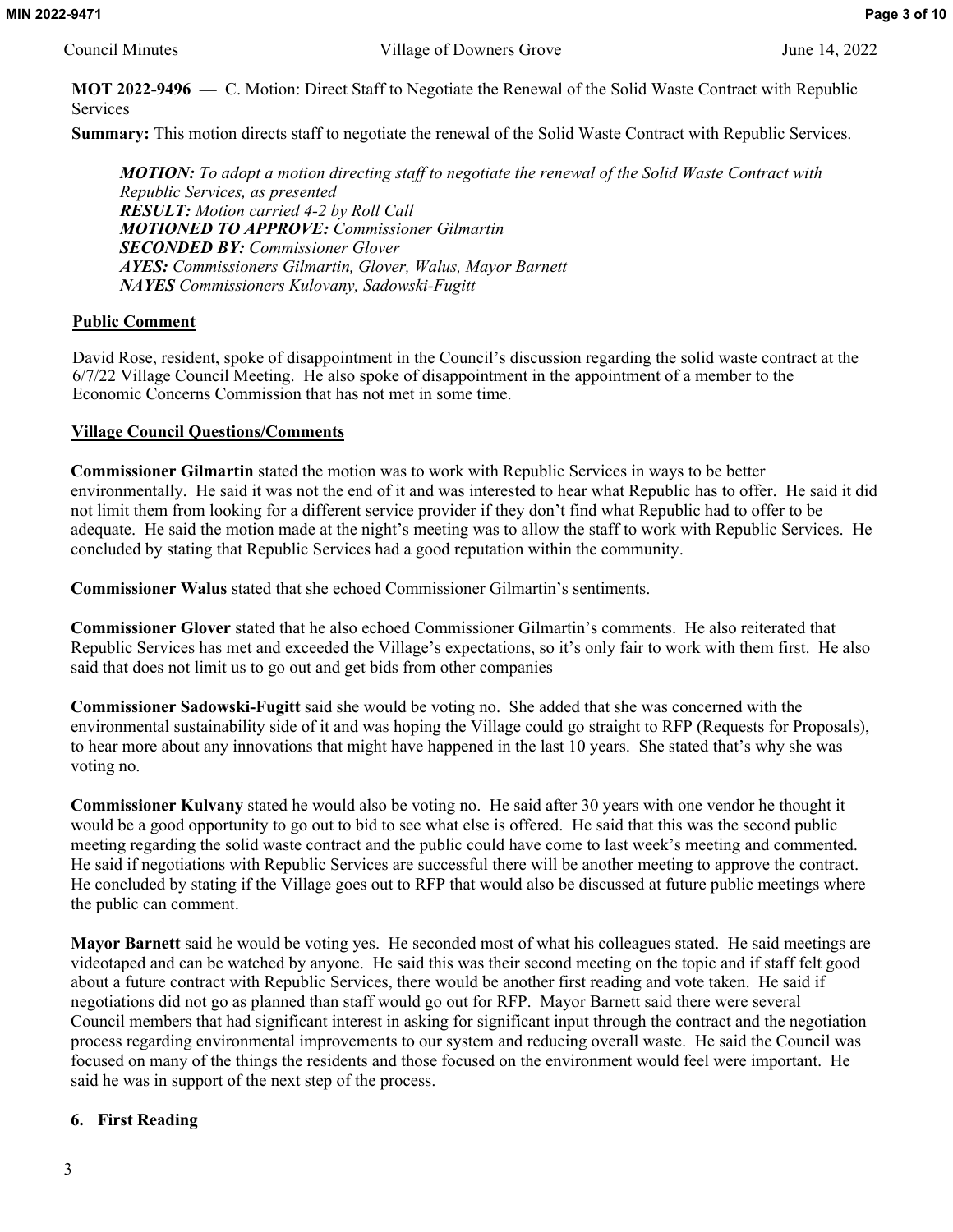**MOT 2022-9496 —** C. Motion: Direct Staff to Negotiate the Renewal of the Solid Waste Contract with Republic Services

**Summary:** This motion directs staff to negotiate the renewal of the Solid Waste Contract with Republic Services.

> ***MOTION:*** *To adopt a motion directing staff to negotiate the renewal of the Solid Waste Contract with Republic Services, as presented*
> ***RESULT:*** *Motion carried 4-2 by Roll Call*
> ***MOTIONED TO APPROVE:*** *Commissioner Gilmartin*
> ***SECONDED BY:*** *Commissioner Glover*
> ***AYES:*** *Commissioners Gilmartin, Glover, Walus, Mayor Barnett*
> ***NAYES*** *Commissioners Kulovany, Sadowski-Fugitt*

## Public Comment

David Rose, resident, spoke of disappointment in the Council's discussion regarding the solid waste contract at the 6/7/22 Village Council Meeting. He also spoke of disappointment in the appointment of a member to the Economic Concerns Commission that has not met in some time.

## Village Council Questions/Comments

**Commissioner Gilmartin** stated the motion was to work with Republic Services in ways to be better environmentally. He said it was not the end of it and was interested to hear what Republic has to offer. He said it did not limit them from looking for a different service provider if they don't find what Republic had to offer to be adequate. He said the motion made at the night's meeting was to allow the staff to work with Republic Services. He concluded by stating that Republic Services had a good reputation within the community.

**Commissioner Walus** stated that she echoed Commissioner Gilmartin's sentiments.

**Commissioner Glover** stated that he also echoed Commissioner Gilmartin's comments. He also reiterated that Republic Services has met and exceeded the Village's expectations, so it's only fair to work with them first. He also said that does not limit us to go out and get bids from other companies

**Commissioner Sadowski-Fugitt** said she would be voting no. She added that she was concerned with the environmental sustainability side of it and was hoping the Village could go straight to RFP (Requests for Proposals), to hear more about any innovations that might have happened in the last 10 years. She stated that's why she was voting no.

**Commissioner Kulvany** stated he would also be voting no. He said after 30 years with one vendor he thought it would be a good opportunity to go out to bid to see what else is offered. He said that this was the second public meeting regarding the solid waste contract and the public could have come to last week's meeting and commented. He said if negotiations with Republic Services are successful there will be another meeting to approve the contract. He concluded by stating if the Village goes out to RFP that would also be discussed at future public meetings where the public can comment.

**Mayor Barnett** said he would be voting yes. He seconded most of what his colleagues stated. He said meetings are videotaped and can be watched by anyone. He said this was their second meeting on the topic and if staff felt good about a future contract with Republic Services, there would be another first reading and vote taken. He said if negotiations did not go as planned than staff would go out for RFP. Mayor Barnett said there were several Council members that had significant interest in asking for significant input through the contract and the negotiation process regarding environmental improvements to our system and reducing overall waste. He said the Council was focused on many of the things the residents and those focused on the environment would feel were important. He said he was in support of the next step of the process.

## 6. First Reading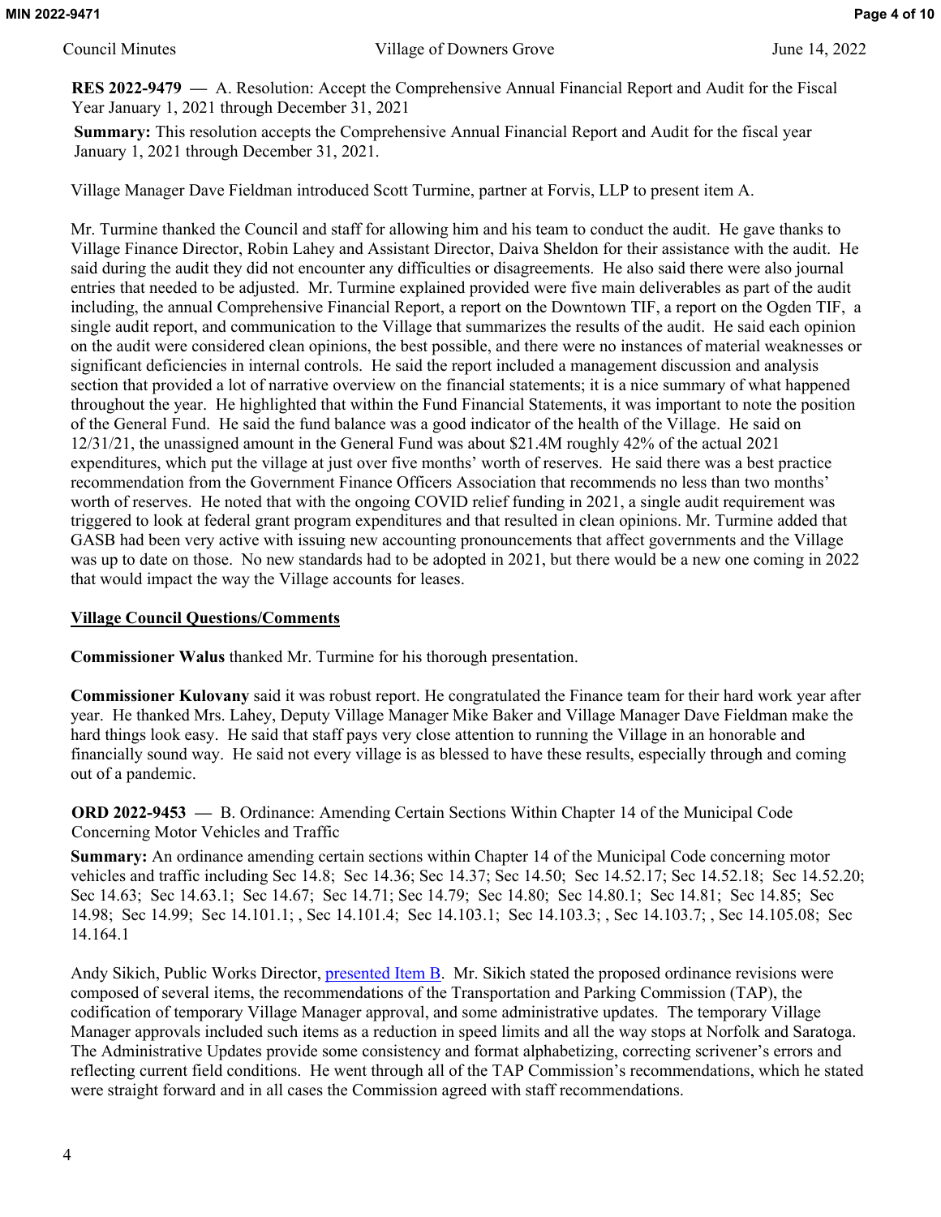**RES 2022-9479 —** A. Resolution: Accept the Comprehensive Annual Financial Report and Audit for the Fiscal Year January 1, 2021 through December 31, 2021

**Summary:** This resolution accepts the Comprehensive Annual Financial Report and Audit for the fiscal year January 1, 2021 through December 31, 2021.

Village Manager Dave Fieldman introduced Scott Turmine, partner at Forvis, LLP to present item A.

Mr. Turmine thanked the Council and staff for allowing him and his team to conduct the audit. He gave thanks to Village Finance Director, Robin Lahey and Assistant Director, Daiva Sheldon for their assistance with the audit. He said during the audit they did not encounter any difficulties or disagreements. He also said there were also journal entries that needed to be adjusted. Mr. Turmine explained provided were five main deliverables as part of the audit including, the annual Comprehensive Financial Report, a report on the Downtown TIF, a report on the Ogden TIF, a single audit report, and communication to the Village that summarizes the results of the audit. He said each opinion on the audit were considered clean opinions, the best possible, and there were no instances of material weaknesses or significant deficiencies in internal controls. He said the report included a management discussion and analysis section that provided a lot of narrative overview on the financial statements; it is a nice summary of what happened throughout the year. He highlighted that within the Fund Financial Statements, it was important to note the position of the General Fund. He said the fund balance was a good indicator of the health of the Village. He said on 12/31/21, the unassigned amount in the General Fund was about $21.4M roughly 42% of the actual 2021 expenditures, which put the village at just over five months' worth of reserves. He said there was a best practice recommendation from the Government Finance Officers Association that recommends no less than two months' worth of reserves. He noted that with the ongoing COVID relief funding in 2021, a single audit requirement was triggered to look at federal grant program expenditures and that resulted in clean opinions. Mr. Turmine added that GASB had been very active with issuing new accounting pronouncements that affect governments and the Village was up to date on those. No new standards had to be adopted in 2021, but there would be a new one coming in 2022 that would impact the way the Village accounts for leases.

<u>**Village Council Questions/Comments**</u>

**Commissioner Walus** thanked Mr. Turmine for his thorough presentation.

**Commissioner Kulovany** said it was robust report. He congratulated the Finance team for their hard work year after year. He thanked Mrs. Lahey, Deputy Village Manager Mike Baker and Village Manager Dave Fieldman make the hard things look easy. He said that staff pays very close attention to running the Village in an honorable and financially sound way. He said not every village is as blessed to have these results, especially through and coming out of a pandemic.

**ORD 2022-9453 —** B. Ordinance: Amending Certain Sections Within Chapter 14 of the Municipal Code Concerning Motor Vehicles and Traffic

**Summary:** An ordinance amending certain sections within Chapter 14 of the Municipal Code concerning motor vehicles and traffic including Sec 14.8; Sec 14.36; Sec 14.37; Sec 14.50; Sec 14.52.17; Sec 14.52.18; Sec 14.52.20; Sec 14.63; Sec 14.63.1; Sec 14.67; Sec 14.71; Sec 14.79; Sec 14.80; Sec 14.80.1; Sec 14.81; Sec 14.85; Sec 14.98; Sec 14.99; Sec 14.101.1; , Sec 14.101.4; Sec 14.103.1; Sec 14.103.3; , Sec 14.103.7; , Sec 14.105.08; Sec 14.164.1

Andy Sikich, Public Works Director, presented Item B. Mr. Sikich stated the proposed ordinance revisions were composed of several items, the recommendations of the Transportation and Parking Commission (TAP), the codification of temporary Village Manager approval, and some administrative updates. The temporary Village Manager approvals included such items as a reduction in speed limits and all the way stops at Norfolk and Saratoga. The Administrative Updates provide some consistency and format alphabetizing, correcting scrivener's errors and reflecting current field conditions. He went through all of the TAP Commission's recommendations, which he stated were straight forward and in all cases the Commission agreed with staff recommendations.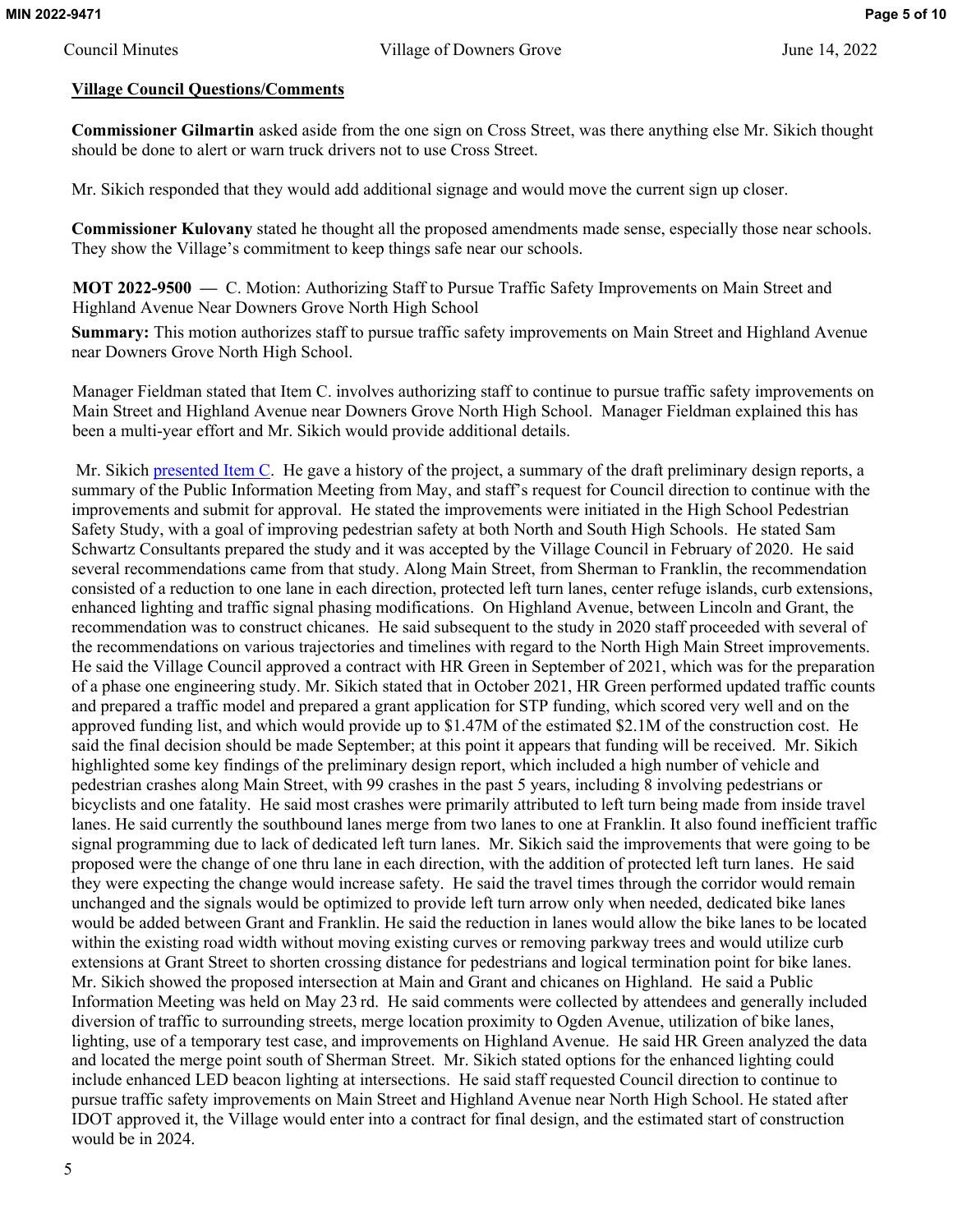**Village Council Questions/Comments**

**Commissioner Gilmartin** asked aside from the one sign on Cross Street, was there anything else Mr. Sikich thought should be done to alert or warn truck drivers not to use Cross Street.

Mr. Sikich responded that they would add additional signage and would move the current sign up closer.

**Commissioner Kulovany** stated he thought all the proposed amendments made sense, especially those near schools. They show the Village's commitment to keep things safe near our schools.

**MOT 2022-9500 —** C. Motion: Authorizing Staff to Pursue Traffic Safety Improvements on Main Street and Highland Avenue Near Downers Grove North High School

**Summary:** This motion authorizes staff to pursue traffic safety improvements on Main Street and Highland Avenue near Downers Grove North High School.

Manager Fieldman stated that Item C. involves authorizing staff to continue to pursue traffic safety improvements on Main Street and Highland Avenue near Downers Grove North High School. Manager Fieldman explained this has been a multi-year effort and Mr. Sikich would provide additional details.

Mr. Sikich presented Item C. He gave a history of the project, a summary of the draft preliminary design reports, a summary of the Public Information Meeting from May, and staff's request for Council direction to continue with the improvements and submit for approval. He stated the improvements were initiated in the High School Pedestrian Safety Study, with a goal of improving pedestrian safety at both North and South High Schools. He stated Sam Schwartz Consultants prepared the study and it was accepted by the Village Council in February of 2020. He said several recommendations came from that study. Along Main Street, from Sherman to Franklin, the recommendation consisted of a reduction to one lane in each direction, protected left turn lanes, center refuge islands, curb extensions, enhanced lighting and traffic signal phasing modifications. On Highland Avenue, between Lincoln and Grant, the recommendation was to construct chicanes. He said subsequent to the study in 2020 staff proceeded with several of the recommendations on various trajectories and timelines with regard to the North High Main Street improvements. He said the Village Council approved a contract with HR Green in September of 2021, which was for the preparation of a phase one engineering study. Mr. Sikich stated that in October 2021, HR Green performed updated traffic counts and prepared a traffic model and prepared a grant application for STP funding, which scored very well and on the approved funding list, and which would provide up to $1.47M of the estimated $2.1M of the construction cost. He said the final decision should be made September; at this point it appears that funding will be received. Mr. Sikich highlighted some key findings of the preliminary design report, which included a high number of vehicle and pedestrian crashes along Main Street, with 99 crashes in the past 5 years, including 8 involving pedestrians or bicyclists and one fatality. He said most crashes were primarily attributed to left turn being made from inside travel lanes. He said currently the southbound lanes merge from two lanes to one at Franklin. It also found inefficient traffic signal programming due to lack of dedicated left turn lanes. Mr. Sikich said the improvements that were going to be proposed were the change of one thru lane in each direction, with the addition of protected left turn lanes. He said they were expecting the change would increase safety. He said the travel times through the corridor would remain unchanged and the signals would be optimized to provide left turn arrow only when needed, dedicated bike lanes would be added between Grant and Franklin. He said the reduction in lanes would allow the bike lanes to be located within the existing road width without moving existing curves or removing parkway trees and would utilize curb extensions at Grant Street to shorten crossing distance for pedestrians and logical termination point for bike lanes. Mr. Sikich showed the proposed intersection at Main and Grant and chicanes on Highland. He said a Public Information Meeting was held on May 23 rd. He said comments were collected by attendees and generally included diversion of traffic to surrounding streets, merge location proximity to Ogden Avenue, utilization of bike lanes, lighting, use of a temporary test case, and improvements on Highland Avenue. He said HR Green analyzed the data and located the merge point south of Sherman Street. Mr. Sikich stated options for the enhanced lighting could include enhanced LED beacon lighting at intersections. He said staff requested Council direction to continue to pursue traffic safety improvements on Main Street and Highland Avenue near North High School. He stated after IDOT approved it, the Village would enter into a contract for final design, and the estimated start of construction would be in 2024.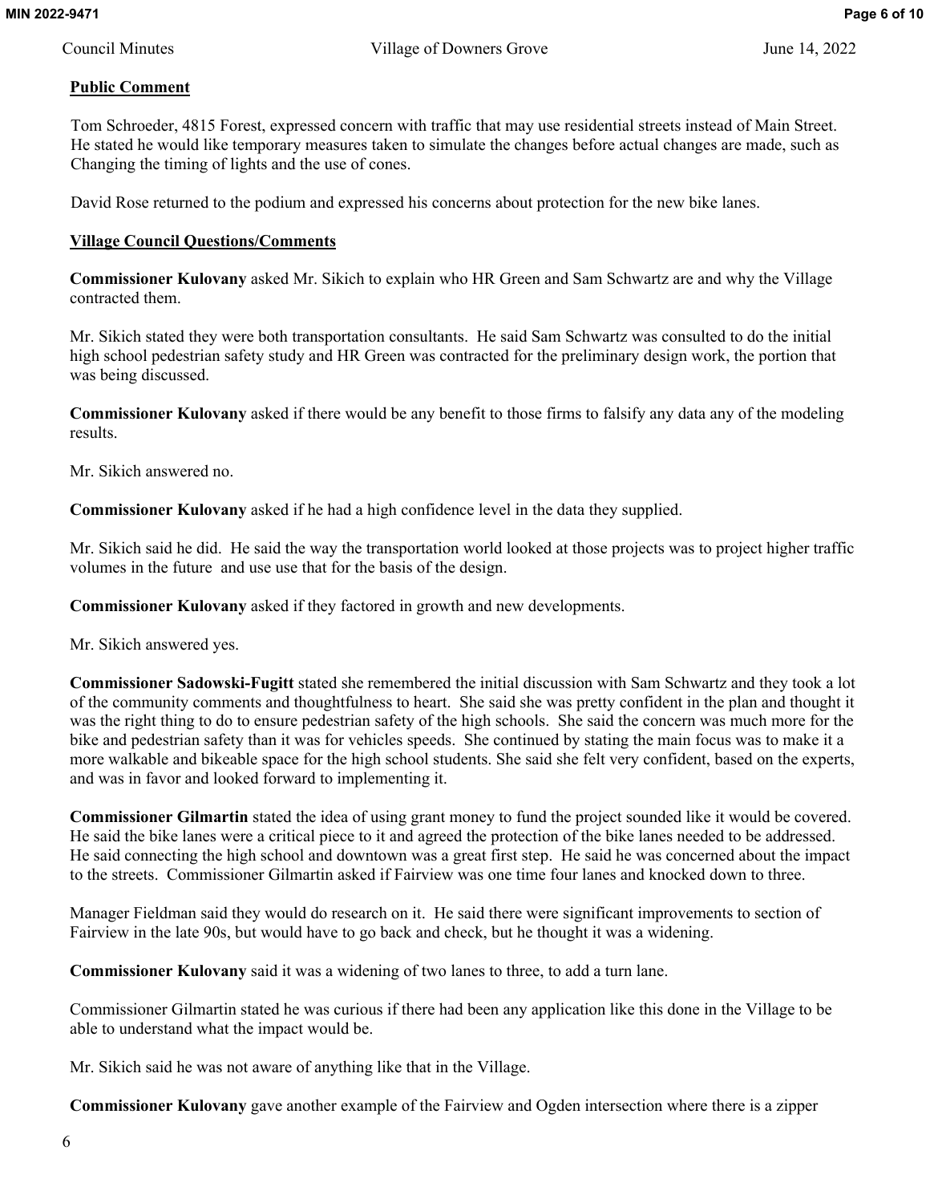**Public Comment**

Tom Schroeder, 4815 Forest, expressed concern with traffic that may use residential streets instead of Main Street. He stated he would like temporary measures taken to simulate the changes before actual changes are made, such as Changing the timing of lights and the use of cones.

David Rose returned to the podium and expressed his concerns about protection for the new bike lanes.

**Village Council Questions/Comments**

**Commissioner Kulovany** asked Mr. Sikich to explain who HR Green and Sam Schwartz are and why the Village contracted them.

Mr. Sikich stated they were both transportation consultants. He said Sam Schwartz was consulted to do the initial high school pedestrian safety study and HR Green was contracted for the preliminary design work, the portion that was being discussed.

**Commissioner Kulovany** asked if there would be any benefit to those firms to falsify any data any of the modeling results.

Mr. Sikich answered no.

**Commissioner Kulovany** asked if he had a high confidence level in the data they supplied.

Mr. Sikich said he did. He said the way the transportation world looked at those projects was to project higher traffic volumes in the future and use use that for the basis of the design.

**Commissioner Kulovany** asked if they factored in growth and new developments.

Mr. Sikich answered yes.

**Commissioner Sadowski-Fugitt** stated she remembered the initial discussion with Sam Schwartz and they took a lot of the community comments and thoughtfulness to heart. She said she was pretty confident in the plan and thought it was the right thing to do to ensure pedestrian safety of the high schools. She said the concern was much more for the bike and pedestrian safety than it was for vehicles speeds. She continued by stating the main focus was to make it a more walkable and bikeable space for the high school students. She said she felt very confident, based on the experts, and was in favor and looked forward to implementing it.

**Commissioner Gilmartin** stated the idea of using grant money to fund the project sounded like it would be covered. He said the bike lanes were a critical piece to it and agreed the protection of the bike lanes needed to be addressed. He said connecting the high school and downtown was a great first step. He said he was concerned about the impact to the streets. Commissioner Gilmartin asked if Fairview was one time four lanes and knocked down to three.

Manager Fieldman said they would do research on it. He said there were significant improvements to section of Fairview in the late 90s, but would have to go back and check, but he thought it was a widening.

**Commissioner Kulovany** said it was a widening of two lanes to three, to add a turn lane.

Commissioner Gilmartin stated he was curious if there had been any application like this done in the Village to be able to understand what the impact would be.

Mr. Sikich said he was not aware of anything like that in the Village.

**Commissioner Kulovany** gave another example of the Fairview and Ogden intersection where there is a zipper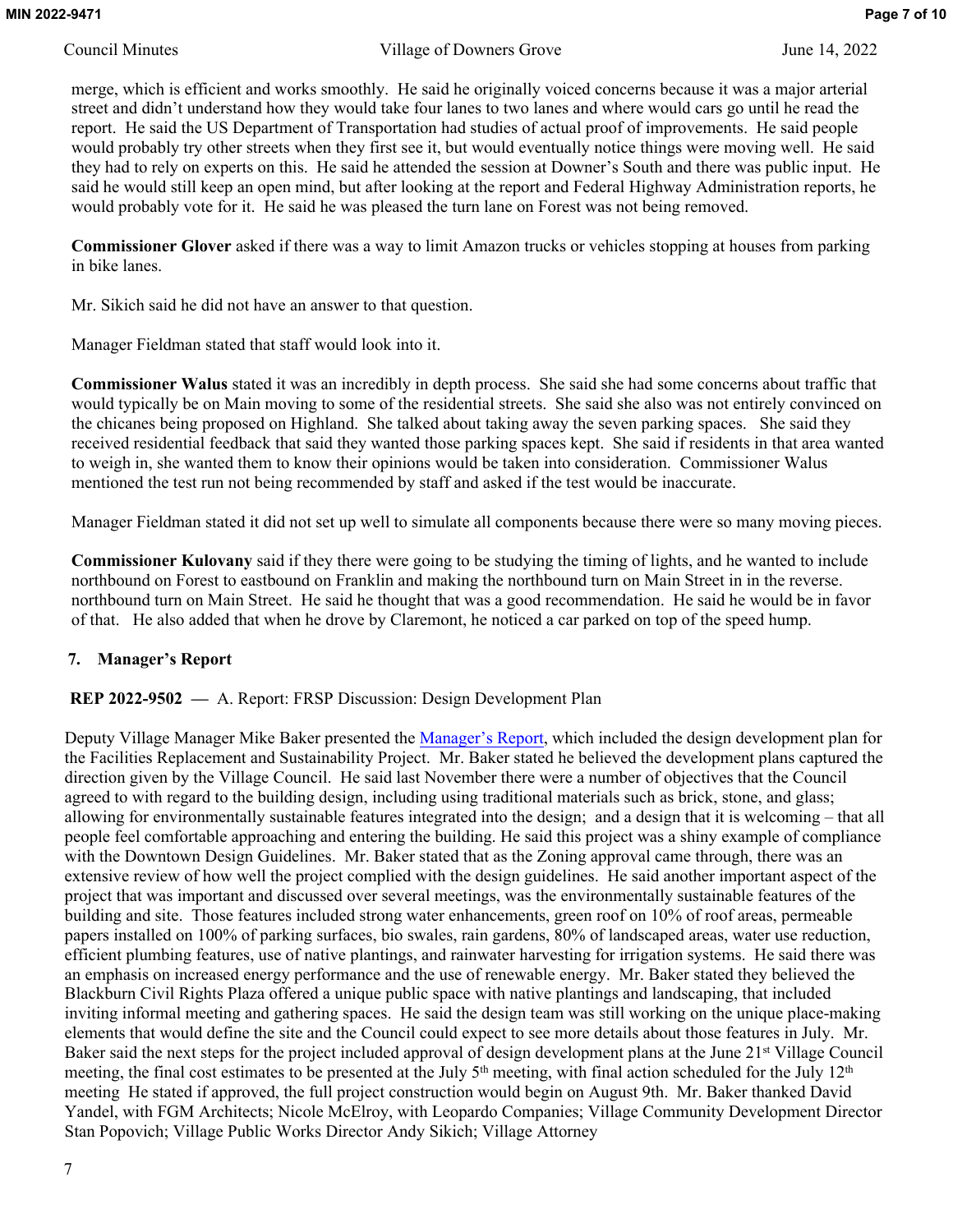merge, which is efficient and works smoothly. He said he originally voiced concerns because it was a major arterial street and didn't understand how they would take four lanes to two lanes and where would cars go until he read the report. He said the US Department of Transportation had studies of actual proof of improvements. He said people would probably try other streets when they first see it, but would eventually notice things were moving well. He said they had to rely on experts on this. He said he attended the session at Downer's South and there was public input. He said he would still keep an open mind, but after looking at the report and Federal Highway Administration reports, he would probably vote for it. He said he was pleased the turn lane on Forest was not being removed.

**Commissioner Glover** asked if there was a way to limit Amazon trucks or vehicles stopping at houses from parking in bike lanes.

Mr. Sikich said he did not have an answer to that question.

Manager Fieldman stated that staff would look into it.

**Commissioner Walus** stated it was an incredibly in depth process. She said she had some concerns about traffic that would typically be on Main moving to some of the residential streets. She said she also was not entirely convinced on the chicanes being proposed on Highland. She talked about taking away the seven parking spaces. She said they received residential feedback that said they wanted those parking spaces kept. She said if residents in that area wanted to weigh in, she wanted them to know their opinions would be taken into consideration. Commissioner Walus mentioned the test run not being recommended by staff and asked if the test would be inaccurate.

Manager Fieldman stated it did not set up well to simulate all components because there were so many moving pieces.

**Commissioner Kulovany** said if they there were going to be studying the timing of lights, and he wanted to include northbound on Forest to eastbound on Franklin and making the northbound turn on Main Street in in the reverse. northbound turn on Main Street. He said he thought that was a good recommendation. He said he would be in favor of that. He also added that when he drove by Claremont, he noticed a car parked on top of the speed hump.

## 7. Manager's Report

**REP 2022-9502 —** A. Report: FRSP Discussion: Design Development Plan

Deputy Village Manager Mike Baker presented the Manager's Report, which included the design development plan for the Facilities Replacement and Sustainability Project. Mr. Baker stated he believed the development plans captured the direction given by the Village Council. He said last November there were a number of objectives that the Council agreed to with regard to the building design, including using traditional materials such as brick, stone, and glass; allowing for environmentally sustainable features integrated into the design; and a design that it is welcoming – that all people feel comfortable approaching and entering the building. He said this project was a shiny example of compliance with the Downtown Design Guidelines. Mr. Baker stated that as the Zoning approval came through, there was an extensive review of how well the project complied with the design guidelines. He said another important aspect of the project that was important and discussed over several meetings, was the environmentally sustainable features of the building and site. Those features included strong water enhancements, green roof on 10% of roof areas, permeable papers installed on 100% of parking surfaces, bio swales, rain gardens, 80% of landscaped areas, water use reduction, efficient plumbing features, use of native plantings, and rainwater harvesting for irrigation systems. He said there was an emphasis on increased energy performance and the use of renewable energy. Mr. Baker stated they believed the Blackburn Civil Rights Plaza offered a unique public space with native plantings and landscaping, that included inviting informal meeting and gathering spaces. He said the design team was still working on the unique place-making elements that would define the site and the Council could expect to see more details about those features in July. Mr. Baker said the next steps for the project included approval of design development plans at the June 21st Village Council meeting, the final cost estimates to be presented at the July 5th meeting, with final action scheduled for the July 12th meeting He stated if approved, the full project construction would begin on August 9th. Mr. Baker thanked David Yandel, with FGM Architects; Nicole McElroy, with Leopardo Companies; Village Community Development Director Stan Popovich; Village Public Works Director Andy Sikich; Village Attorney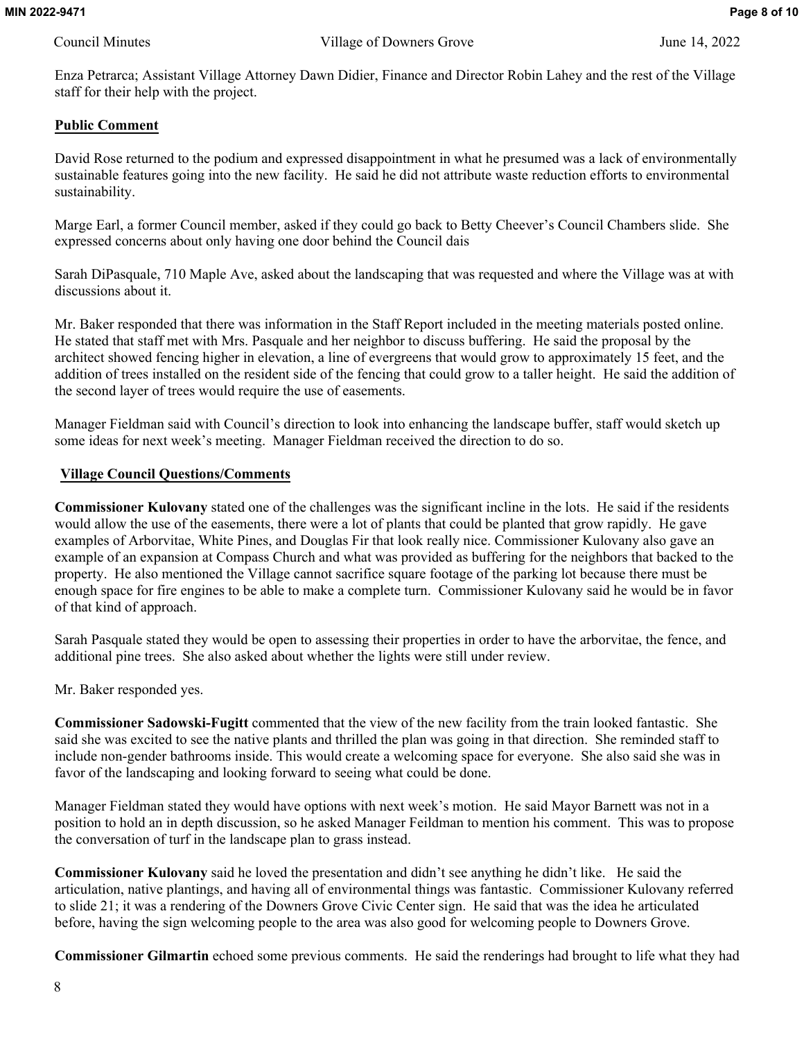Enza Petrarca; Assistant Village Attorney Dawn Didier, Finance and Director Robin Lahey and the rest of the Village staff for their help with the project.

**Public Comment**

David Rose returned to the podium and expressed disappointment in what he presumed was a lack of environmentally sustainable features going into the new facility. He said he did not attribute waste reduction efforts to environmental sustainability.

Marge Earl, a former Council member, asked if they could go back to Betty Cheever's Council Chambers slide. She expressed concerns about only having one door behind the Council dais

Sarah DiPasquale, 710 Maple Ave, asked about the landscaping that was requested and where the Village was at with discussions about it.

Mr. Baker responded that there was information in the Staff Report included in the meeting materials posted online. He stated that staff met with Mrs. Pasquale and her neighbor to discuss buffering. He said the proposal by the architect showed fencing higher in elevation, a line of evergreens that would grow to approximately 15 feet, and the addition of trees installed on the resident side of the fencing that could grow to a taller height. He said the addition of the second layer of trees would require the use of easements.

Manager Fieldman said with Council's direction to look into enhancing the landscape buffer, staff would sketch up some ideas for next week's meeting. Manager Fieldman received the direction to do so.

**Village Council Questions/Comments**

**Commissioner Kulovany** stated one of the challenges was the significant incline in the lots. He said if the residents would allow the use of the easements, there were a lot of plants that could be planted that grow rapidly. He gave examples of Arborvitae, White Pines, and Douglas Fir that look really nice. Commissioner Kulovany also gave an example of an expansion at Compass Church and what was provided as buffering for the neighbors that backed to the property. He also mentioned the Village cannot sacrifice square footage of the parking lot because there must be enough space for fire engines to be able to make a complete turn. Commissioner Kulovany said he would be in favor of that kind of approach.

Sarah Pasquale stated they would be open to assessing their properties in order to have the arborvitae, the fence, and additional pine trees. She also asked about whether the lights were still under review.

Mr. Baker responded yes.

**Commissioner Sadowski-Fugitt** commented that the view of the new facility from the train looked fantastic. She said she was excited to see the native plants and thrilled the plan was going in that direction. She reminded staff to include non-gender bathrooms inside. This would create a welcoming space for everyone. She also said she was in favor of the landscaping and looking forward to seeing what could be done.

Manager Fieldman stated they would have options with next week's motion. He said Mayor Barnett was not in a position to hold an in depth discussion, so he asked Manager Feildman to mention his comment. This was to propose the conversation of turf in the landscape plan to grass instead.

**Commissioner Kulovany** said he loved the presentation and didn't see anything he didn't like. He said the articulation, native plantings, and having all of environmental things was fantastic. Commissioner Kulovany referred to slide 21; it was a rendering of the Downers Grove Civic Center sign. He said that was the idea he articulated before, having the sign welcoming people to the area was also good for welcoming people to Downers Grove.

**Commissioner Gilmartin** echoed some previous comments. He said the renderings had brought to life what they had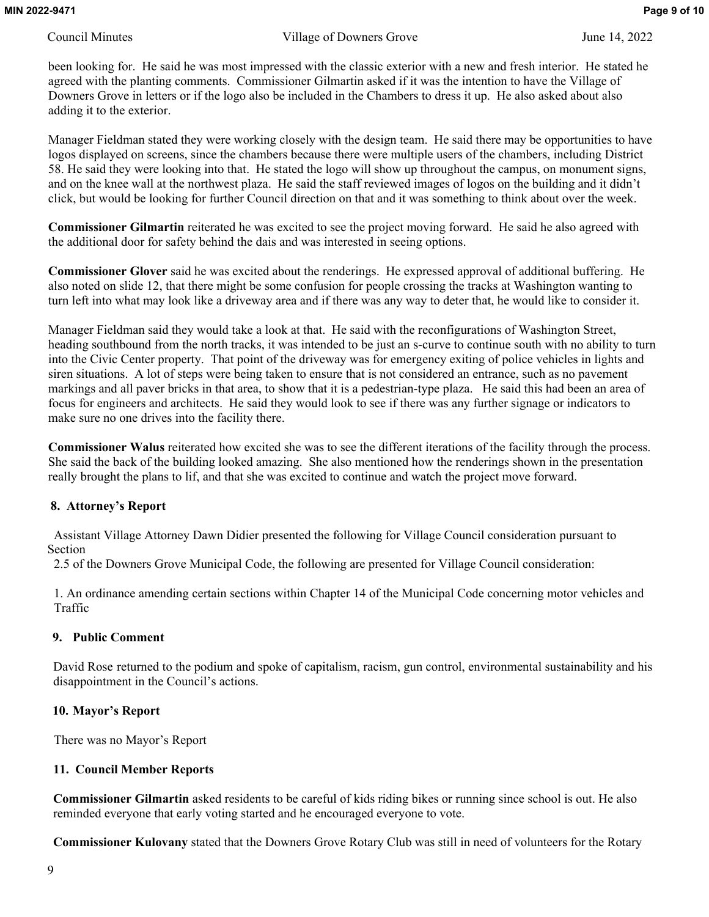been looking for. He said he was most impressed with the classic exterior with a new and fresh interior. He stated he agreed with the planting comments. Commissioner Gilmartin asked if it was the intention to have the Village of Downers Grove in letters or if the logo also be included in the Chambers to dress it up. He also asked about also adding it to the exterior.

Manager Fieldman stated they were working closely with the design team. He said there may be opportunities to have logos displayed on screens, since the chambers because there were multiple users of the chambers, including District 58. He said they were looking into that. He stated the logo will show up throughout the campus, on monument signs, and on the knee wall at the northwest plaza. He said the staff reviewed images of logos on the building and it didn't click, but would be looking for further Council direction on that and it was something to think about over the week.

**Commissioner Gilmartin** reiterated he was excited to see the project moving forward. He said he also agreed with the additional door for safety behind the dais and was interested in seeing options.

**Commissioner Glover** said he was excited about the renderings. He expressed approval of additional buffering. He also noted on slide 12, that there might be some confusion for people crossing the tracks at Washington wanting to turn left into what may look like a driveway area and if there was any way to deter that, he would like to consider it.

Manager Fieldman said they would take a look at that. He said with the reconfigurations of Washington Street, heading southbound from the north tracks, it was intended to be just an s-curve to continue south with no ability to turn into the Civic Center property. That point of the driveway was for emergency exiting of police vehicles in lights and siren situations. A lot of steps were being taken to ensure that is not considered an entrance, such as no pavement markings and all paver bricks in that area, to show that it is a pedestrian-type plaza. He said this had been an area of focus for engineers and architects. He said they would look to see if there was any further signage or indicators to make sure no one drives into the facility there.

**Commissioner Walus** reiterated how excited she was to see the different iterations of the facility through the process. She said the back of the building looked amazing. She also mentioned how the renderings shown in the presentation really brought the plans to lif, and that she was excited to continue and watch the project move forward.

## 8. Attorney's Report

Assistant Village Attorney Dawn Didier presented the following for Village Council consideration pursuant to Section
2.5 of the Downers Grove Municipal Code, the following are presented for Village Council consideration:

1. An ordinance amending certain sections within Chapter 14 of the Municipal Code concerning motor vehicles and Traffic

## 9. Public Comment

David Rose returned to the podium and spoke of capitalism, racism, gun control, environmental sustainability and his disappointment in the Council's actions.

## 10. Mayor's Report

There was no Mayor's Report

## 11. Council Member Reports

**Commissioner Gilmartin** asked residents to be careful of kids riding bikes or running since school is out. He also reminded everyone that early voting started and he encouraged everyone to vote.

**Commissioner Kulovany** stated that the Downers Grove Rotary Club was still in need of volunteers for the Rotary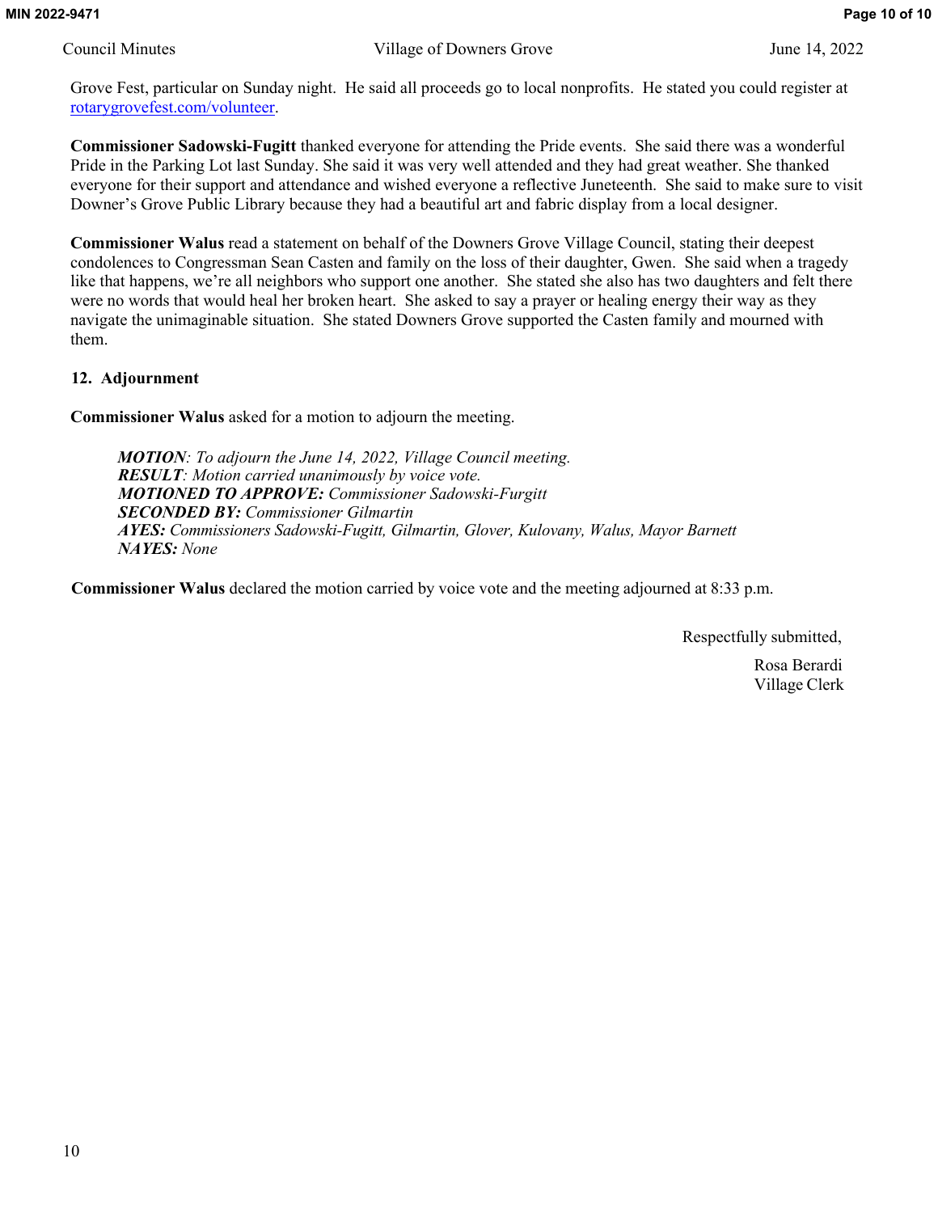Grove Fest, particular on Sunday night. He said all proceeds go to local nonprofits. He stated you could register at [rotarygrovefest.com/volunteer](rotarygrovefest.com/volunteer).

**Commissioner Sadowski-Fugitt** thanked everyone for attending the Pride events. She said there was a wonderful Pride in the Parking Lot last Sunday. She said it was very well attended and they had great weather. She thanked everyone for their support and attendance and wished everyone a reflective Juneteenth. She said to make sure to visit Downer's Grove Public Library because they had a beautiful art and fabric display from a local designer.

**Commissioner Walus** read a statement on behalf of the Downers Grove Village Council, stating their deepest condolences to Congressman Sean Casten and family on the loss of their daughter, Gwen. She said when a tragedy like that happens, we're all neighbors who support one another. She stated she also has two daughters and felt there were no words that would heal her broken heart. She asked to say a prayer or healing energy their way as they navigate the unimaginable situation. She stated Downers Grove supported the Casten family and mourned with them.

## 12. Adjournment

**Commissioner Walus** asked for a motion to adjourn the meeting.

> ***MOTION**: To adjourn the June 14, 2022, Village Council meeting.*
> ***RESULT**: Motion carried unanimously by voice vote.*
> ***MOTIONED TO APPROVE:** Commissioner Sadowski-Furgitt*
> ***SECONDED BY:** Commissioner Gilmartin*
> ***AYES:** Commissioners Sadowski-Fugitt, Gilmartin, Glover, Kulovany, Walus, Mayor Barnett*
> ***NAYES:** None*

**Commissioner Walus** declared the motion carried by voice vote and the meeting adjourned at 8:33 p.m.

Respectfully submitted,

Rosa Berardi
Village Clerk